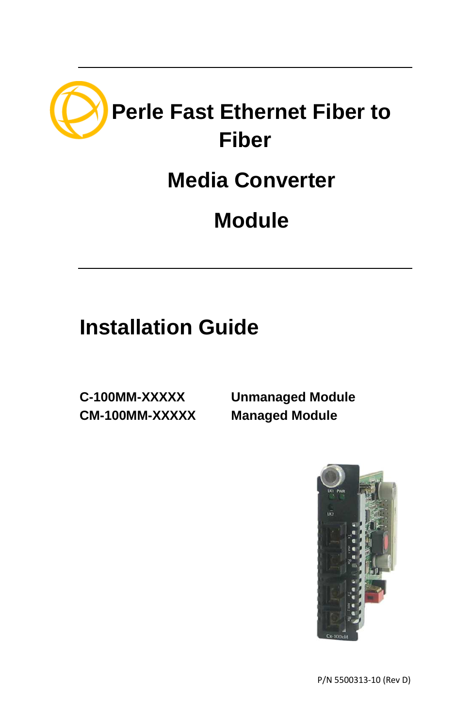# Perle Fast Ethernet Fiber to Fiber

# Media Converter

# Module

## Installation Guide

| | |
|---|---|
| **C-100MM-XXXXX** | **Unmanaged Module** |
| **CM-100MM-XXXXX** | **Managed Module** |

P/N 5500313-10 (Rev D)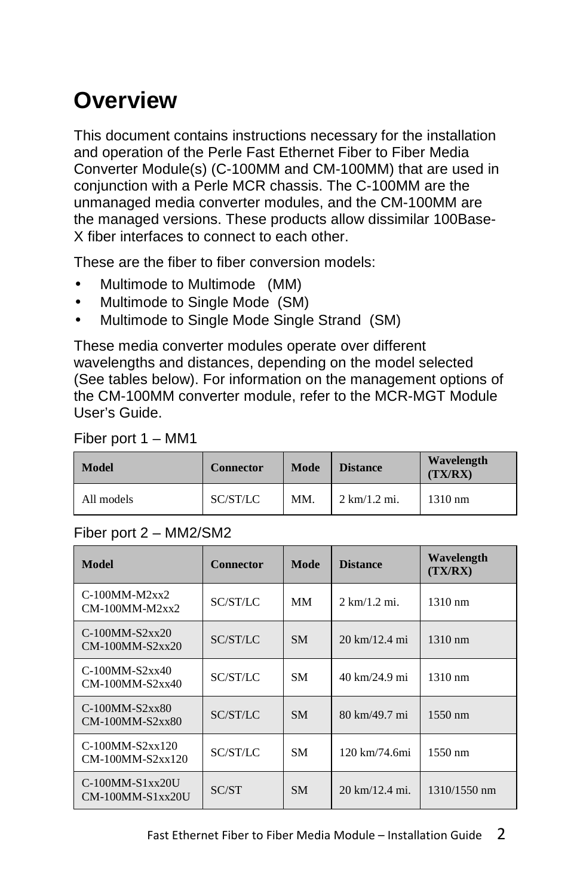# Overview

This document contains instructions necessary for the installation and operation of the Perle Fast Ethernet Fiber to Fiber Media Converter Module(s) (C-100MM and CM-100MM) that are used in conjunction with a Perle MCR chassis. The C-100MM are the unmanaged media converter modules, and the CM-100MM are the managed versions. These products allow dissimilar 100Base-X fiber interfaces to connect to each other.

These are the fiber to fiber conversion models:

- Multimode to Multimode (MM)
- Multimode to Single Mode (SM)
- Multimode to Single Mode Single Strand (SM)

These media converter modules operate over different wavelengths and distances, depending on the model selected (See tables below). For information on the management options of the CM-100MM converter module, refer to the MCR-MGT Module User's Guide.

Fiber port 1 – MM1

| Model | Connector | Mode | Distance | Wavelength (TX/RX) |
|---|---|---|---|---|
| All models | SC/ST/LC | MM. | 2 km/1.2 mi. | 1310 nm |

Fiber port 2 – MM2/SM2

| Model | Connector | Mode | Distance | Wavelength (TX/RX) |
|---|---|---|---|---|
| C-100MM-M2xx2<br>CM-100MM-M2xx2 | SC/ST/LC | MM | 2 km/1.2 mi. | 1310 nm |
| C-100MM-S2xx20<br>CM-100MM-S2xx20 | SC/ST/LC | SM | 20 km/12.4 mi | 1310 nm |
| C-100MM-S2xx40<br>CM-100MM-S2xx40 | SC/ST/LC | SM | 40 km/24.9 mi | 1310 nm |
| C-100MM-S2xx80<br>CM-100MM-S2xx80 | SC/ST/LC | SM | 80 km/49.7 mi | 1550 nm |
| C-100MM-S2xx120<br>CM-100MM-S2xx120 | SC/ST/LC | SM | 120 km/74.6mi | 1550 nm |
| C-100MM-S1xx20U<br>CM-100MM-S1xx20U | SC/ST | SM | 20 km/12.4 mi. | 1310/1550 nm |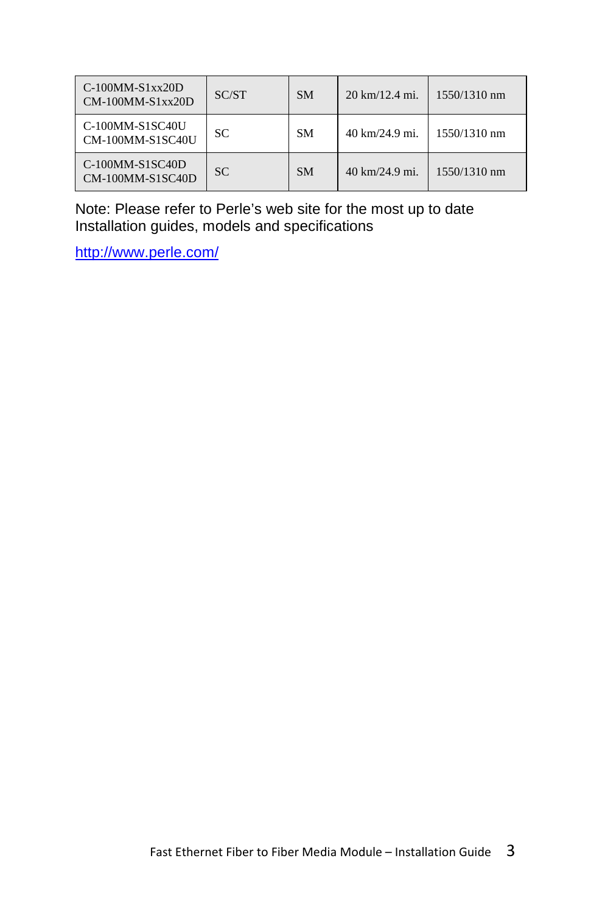| | | | | |
|---|---|---|---|---|
| C-100MM-S1xx20D<br>CM-100MM-S1xx20D | SC/ST | SM | 20 km/12.4 mi. | 1550/1310 nm |
| C-100MM-S1SC40U<br>CM-100MM-S1SC40U | SC | SM | 40 km/24.9 mi. | 1550/1310 nm |
| C-100MM-S1SC40D<br>CM-100MM-S1SC40D | SC | SM | 40 km/24.9 mi. | 1550/1310 nm |

Note: Please refer to Perle's web site for the most up to date Installation guides, models and specifications

http://www.perle.com/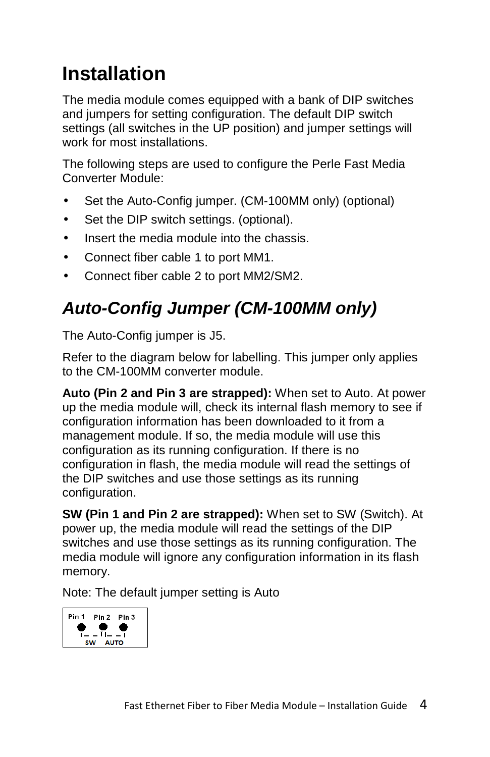# Installation

The media module comes equipped with a bank of DIP switches and jumpers for setting configuration. The default DIP switch settings (all switches in the UP position) and jumper settings will work for most installations.

The following steps are used to configure the Perle Fast Media Converter Module:

- Set the Auto-Config jumper. (CM-100MM only) (optional)
- Set the DIP switch settings. (optional).
- Insert the media module into the chassis.
- Connect fiber cable 1 to port MM1.
- Connect fiber cable 2 to port MM2/SM2.

## *Auto-Config Jumper (CM-100MM only)*

The Auto-Config jumper is J5.

Refer to the diagram below for labelling. This jumper only applies to the CM-100MM converter module.

**Auto (Pin 2 and Pin 3 are strapped):** When set to Auto. At power up the media module will, check its internal flash memory to see if configuration information has been downloaded to it from a management module. If so, the media module will use this configuration as its running configuration. If there is no configuration in flash, the media module will read the settings of the DIP switches and use those settings as its running configuration.

**SW (Pin 1 and Pin 2 are strapped):** When set to SW (Switch). At power up, the media module will read the settings of the DIP switches and use those settings as its running configuration. The media module will ignore any configuration information in its flash memory.

Note: The default jumper setting is Auto

Pin 1 Pin 2 Pin 3

SW AUTO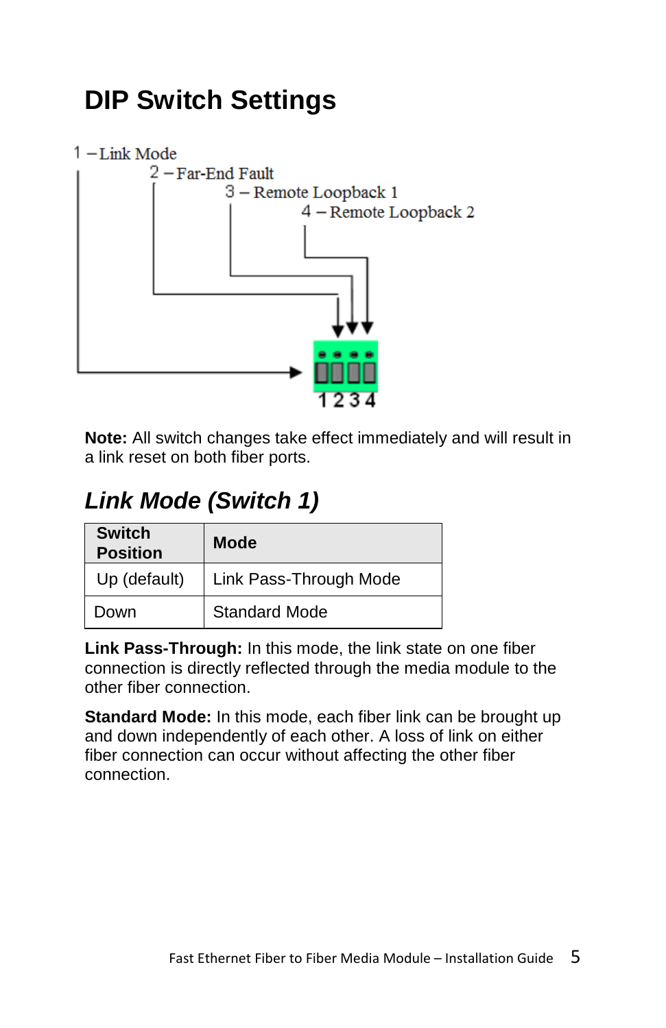# DIP Switch Settings

1 – Link Mode
2 – Far-End Fault
3 – Remote Loopback 1
4 – Remote Loopback 2

1 2 3 4

**Note:** All switch changes take effect immediately and will result in a link reset on both fiber ports.

## *Link Mode (Switch 1)*

| Switch Position | Mode |
|---|---|
| Up (default) | Link Pass-Through Mode |
| Down | Standard Mode |

**Link Pass-Through:** In this mode, the link state on one fiber connection is directly reflected through the media module to the other fiber connection.

**Standard Mode:** In this mode, each fiber link can be brought up and down independently of each other. A loss of link on either fiber connection can occur without affecting the other fiber connection.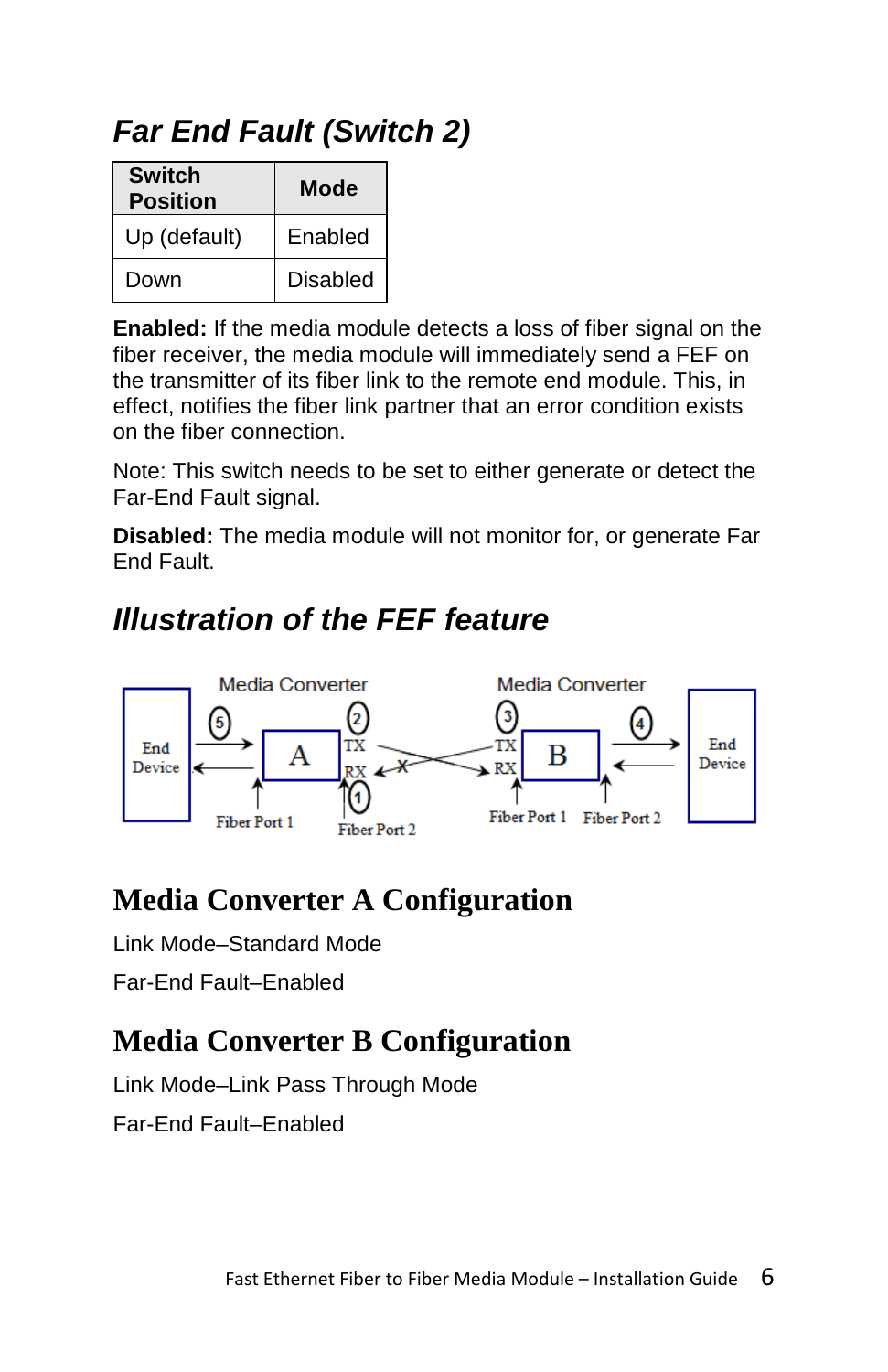## *Far End Fault (Switch 2)*

| Switch Position | Mode |
|---|---|
| Up (default) | Enabled |
| Down | Disabled |

**Enabled:** If the media module detects a loss of fiber signal on the fiber receiver, the media module will immediately send a FEF on the transmitter of its fiber link to the remote end module. This, in effect, notifies the fiber link partner that an error condition exists on the fiber connection.

Note: This switch needs to be set to either generate or detect the Far-End Fault signal.

**Disabled:** The media module will not monitor for, or generate Far End Fault.

## *Illustration of the FEF feature*

# Media Converter A Configuration

Link Mode–Standard Mode

Far-End Fault–Enabled

# Media Converter B Configuration

Link Mode–Link Pass Through Mode

Far-End Fault–Enabled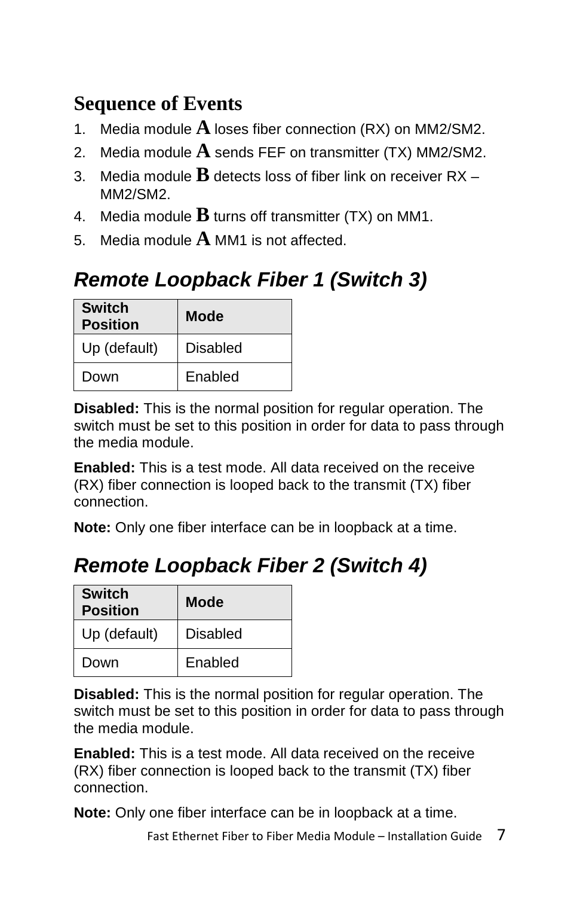## Sequence of Events

1. Media module **A** loses fiber connection (RX) on MM2/SM2.
2. Media module **A** sends FEF on transmitter (TX) MM2/SM2.
3. Media module **B** detects loss of fiber link on receiver RX – MM2/SM2.
4. Media module **B** turns off transmitter (TX) on MM1.
5. Media module **A** MM1 is not affected.

## *Remote Loopback Fiber 1 (Switch 3)*

| Switch Position | Mode |
|---|---|
| Up (default) | Disabled |
| Down | Enabled |

**Disabled:** This is the normal position for regular operation. The switch must be set to this position in order for data to pass through the media module.

**Enabled:** This is a test mode. All data received on the receive (RX) fiber connection is looped back to the transmit (TX) fiber connection.

**Note:** Only one fiber interface can be in loopback at a time.

## *Remote Loopback Fiber 2 (Switch 4)*

| Switch Position | Mode |
|---|---|
| Up (default) | Disabled |
| Down | Enabled |

**Disabled:** This is the normal position for regular operation. The switch must be set to this position in order for data to pass through the media module.

**Enabled:** This is a test mode. All data received on the receive (RX) fiber connection is looped back to the transmit (TX) fiber connection.

**Note:** Only one fiber interface can be in loopback at a time.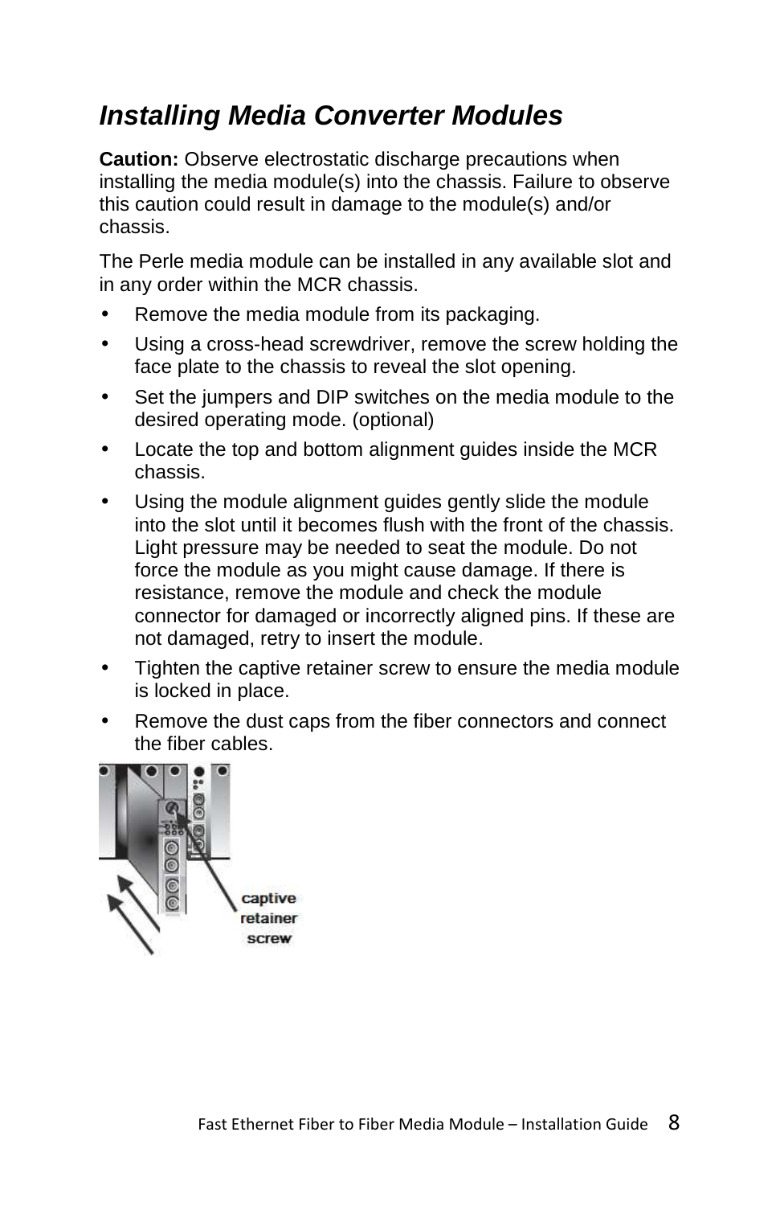## *Installing Media Converter Modules*

**Caution:** Observe electrostatic discharge precautions when installing the media module(s) into the chassis. Failure to observe this caution could result in damage to the module(s) and/or chassis.

The Perle media module can be installed in any available slot and in any order within the MCR chassis.

- Remove the media module from its packaging.
- Using a cross-head screwdriver, remove the screw holding the face plate to the chassis to reveal the slot opening.
- Set the jumpers and DIP switches on the media module to the desired operating mode. (optional)
- Locate the top and bottom alignment guides inside the MCR chassis.
- Using the module alignment guides gently slide the module into the slot until it becomes flush with the front of the chassis. Light pressure may be needed to seat the module. Do not force the module as you might cause damage. If there is resistance, remove the module and check the module connector for damaged or incorrectly aligned pins. If these are not damaged, retry to insert the module.
- Tighten the captive retainer screw to ensure the media module is locked in place.
- Remove the dust caps from the fiber connectors and connect the fiber cables.

captive retainer screw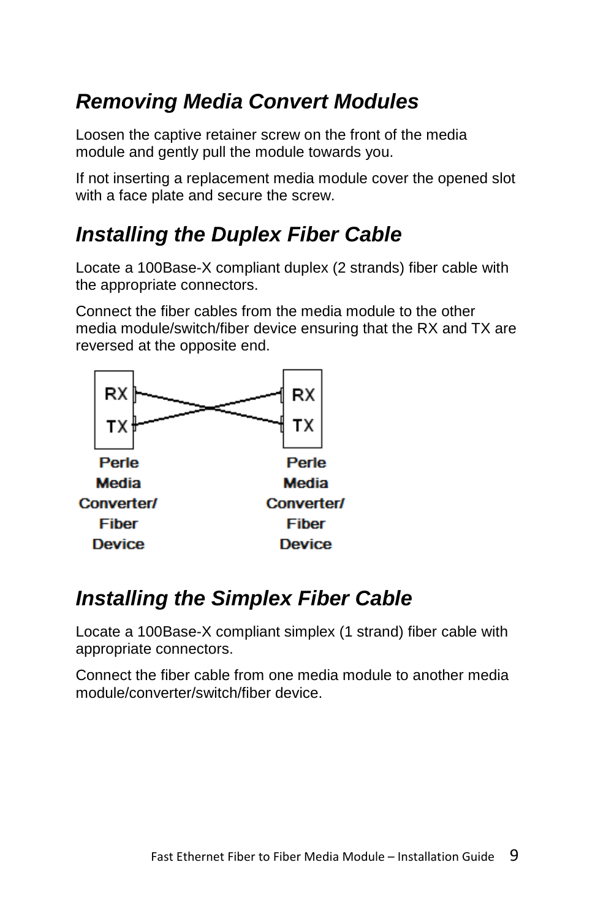## Removing Media Convert Modules

Loosen the captive retainer screw on the front of the media module and gently pull the module towards you.

If not inserting a replacement media module cover the opened slot with a face plate and secure the screw.

## Installing the Duplex Fiber Cable

Locate a 100Base-X compliant duplex (2 strands) fiber cable with the appropriate connectors.

Connect the fiber cables from the media module to the other media module/switch/fiber device ensuring that the RX and TX are reversed at the opposite end.

RX TX — Perle Media Converter/ Fiber Device

RX TX — Perle Media Converter/ Fiber Device

## Installing the Simplex Fiber Cable

Locate a 100Base-X compliant simplex (1 strand) fiber cable with appropriate connectors.

Connect the fiber cable from one media module to another media module/converter/switch/fiber device.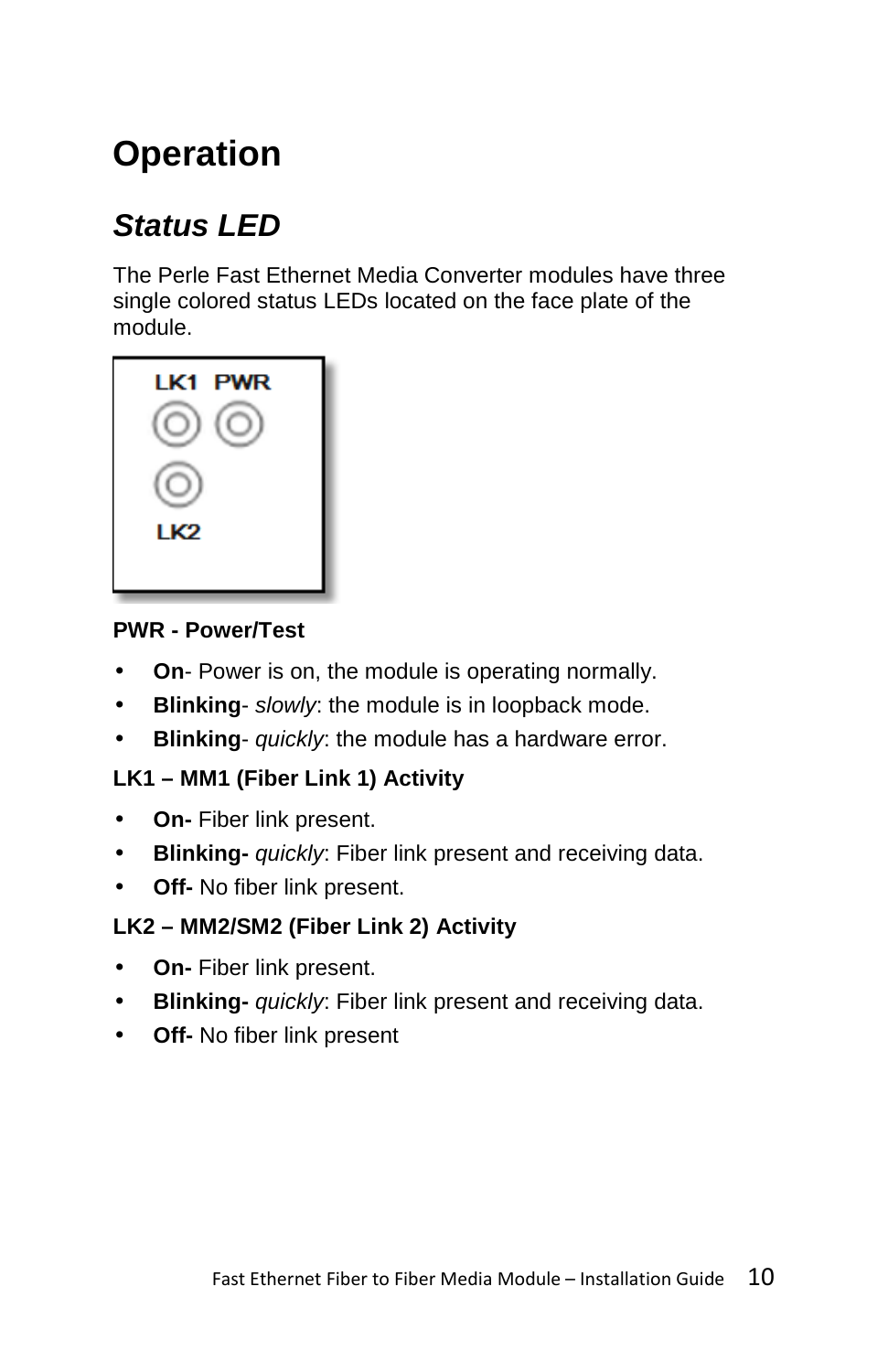# Operation

## *Status LED*

The Perle Fast Ethernet Media Converter modules have three single colored status LEDs located on the face plate of the module.

**PWR - Power/Test**

- **On**- Power is on, the module is operating normally.
- **Blinking**- *slowly*: the module is in loopback mode.
- **Blinking**- *quickly*: the module has a hardware error.

**LK1 – MM1 (Fiber Link 1) Activity**

- **On-** Fiber link present.
- **Blinking-** *quickly*: Fiber link present and receiving data.
- **Off-** No fiber link present.

**LK2 – MM2/SM2 (Fiber Link 2) Activity**

- **On-** Fiber link present.
- **Blinking-** *quickly*: Fiber link present and receiving data.
- **Off-** No fiber link present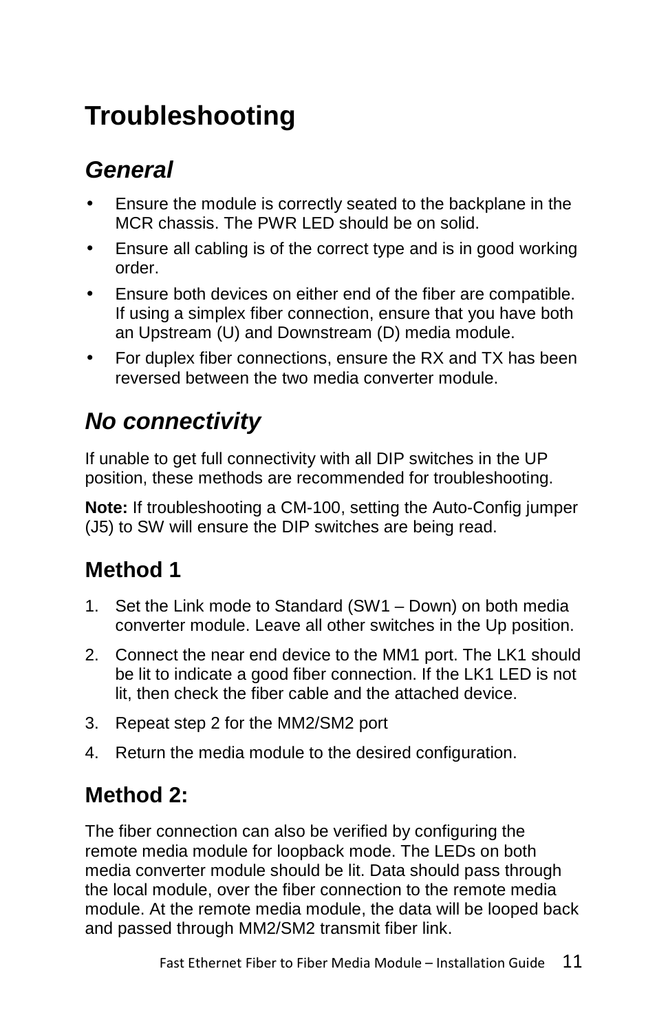# Troubleshooting

## General

- Ensure the module is correctly seated to the backplane in the MCR chassis. The PWR LED should be on solid.
- Ensure all cabling is of the correct type and is in good working order.
- Ensure both devices on either end of the fiber are compatible. If using a simplex fiber connection, ensure that you have both an Upstream (U) and Downstream (D) media module.
- For duplex fiber connections, ensure the RX and TX has been reversed between the two media converter module.

## No connectivity

If unable to get full connectivity with all DIP switches in the UP position, these methods are recommended for troubleshooting.

**Note:** If troubleshooting a CM-100, setting the Auto-Config jumper (J5) to SW will ensure the DIP switches are being read.

### Method 1

1. Set the Link mode to Standard (SW1 – Down) on both media converter module. Leave all other switches in the Up position.
2. Connect the near end device to the MM1 port. The LK1 should be lit to indicate a good fiber connection. If the LK1 LED is not lit, then check the fiber cable and the attached device.
3. Repeat step 2 for the MM2/SM2 port
4. Return the media module to the desired configuration.

### Method 2:

The fiber connection can also be verified by configuring the remote media module for loopback mode. The LEDs on both media converter module should be lit. Data should pass through the local module, over the fiber connection to the remote media module. At the remote media module, the data will be looped back and passed through MM2/SM2 transmit fiber link.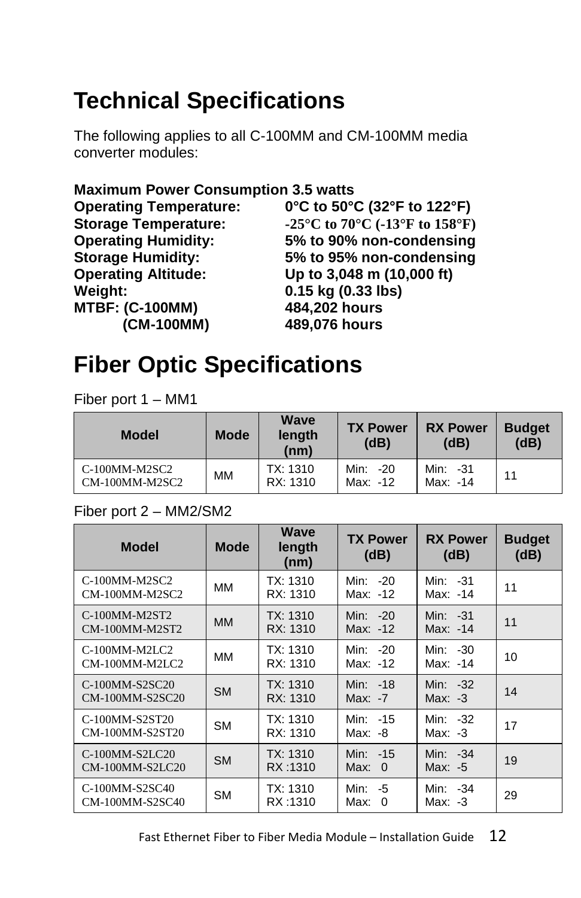# Technical Specifications

The following applies to all C-100MM and CM-100MM media converter modules:

**Maximum Power Consumption 3.5 watts**
**Operating Temperature: 0°C to 50°C (32°F to 122°F)**
**Storage Temperature: -25°C to 70°C (-13°F to 158°F)**
**Operating Humidity: 5% to 90% non-condensing**
**Storage Humidity: 5% to 95% non-condensing**
**Operating Altitude: Up to 3,048 m (10,000 ft)**
**Weight: 0.15 kg (0.33 lbs)**
**MTBF: (C-100MM) 484,202 hours**
**(CM-100MM) 489,076 hours**

# Fiber Optic Specifications

Fiber port 1 – MM1

| Model | Mode | Wave length (nm) | TX Power (dB) | RX Power (dB) | Budget (dB) |
|---|---|---|---|---|---|
| C-100MM-M2SC2 CM-100MM-M2SC2 | MM | TX: 1310 RX: 1310 | Min: -20 Max: -12 | Min: -31 Max: -14 | 11 |

Fiber port 2 – MM2/SM2

| Model | Mode | Wave length (nm) | TX Power (dB) | RX Power (dB) | Budget (dB) |
|---|---|---|---|---|---|
| C-100MM-M2SC2 CM-100MM-M2SC2 | MM | TX: 1310 RX: 1310 | Min: -20 Max: -12 | Min: -31 Max: -14 | 11 |
| C-100MM-M2ST2 CM-100MM-M2ST2 | MM | TX: 1310 RX: 1310 | Min: -20 Max: -12 | Min: -31 Max: -14 | 11 |
| C-100MM-M2LC2 CM-100MM-M2LC2 | MM | TX: 1310 RX: 1310 | Min: -20 Max: -12 | Min: -30 Max: -14 | 10 |
| C-100MM-S2SC20 CM-100MM-S2SC20 | SM | TX: 1310 RX: 1310 | Min: -18 Max: -7 | Min: -32 Max: -3 | 14 |
| C-100MM-S2ST20 CM-100MM-S2ST20 | SM | TX: 1310 RX: 1310 | Min: -15 Max: -8 | Min: -32 Max: -3 | 17 |
| C-100MM-S2LC20 CM-100MM-S2LC20 | SM | TX: 1310 RX :1310 | Min: -15 Max: 0 | Min: -34 Max: -5 | 19 |
| C-100MM-S2SC40 CM-100MM-S2SC40 | SM | TX: 1310 RX :1310 | Min: -5 Max: 0 | Min: -34 Max: -3 | 29 |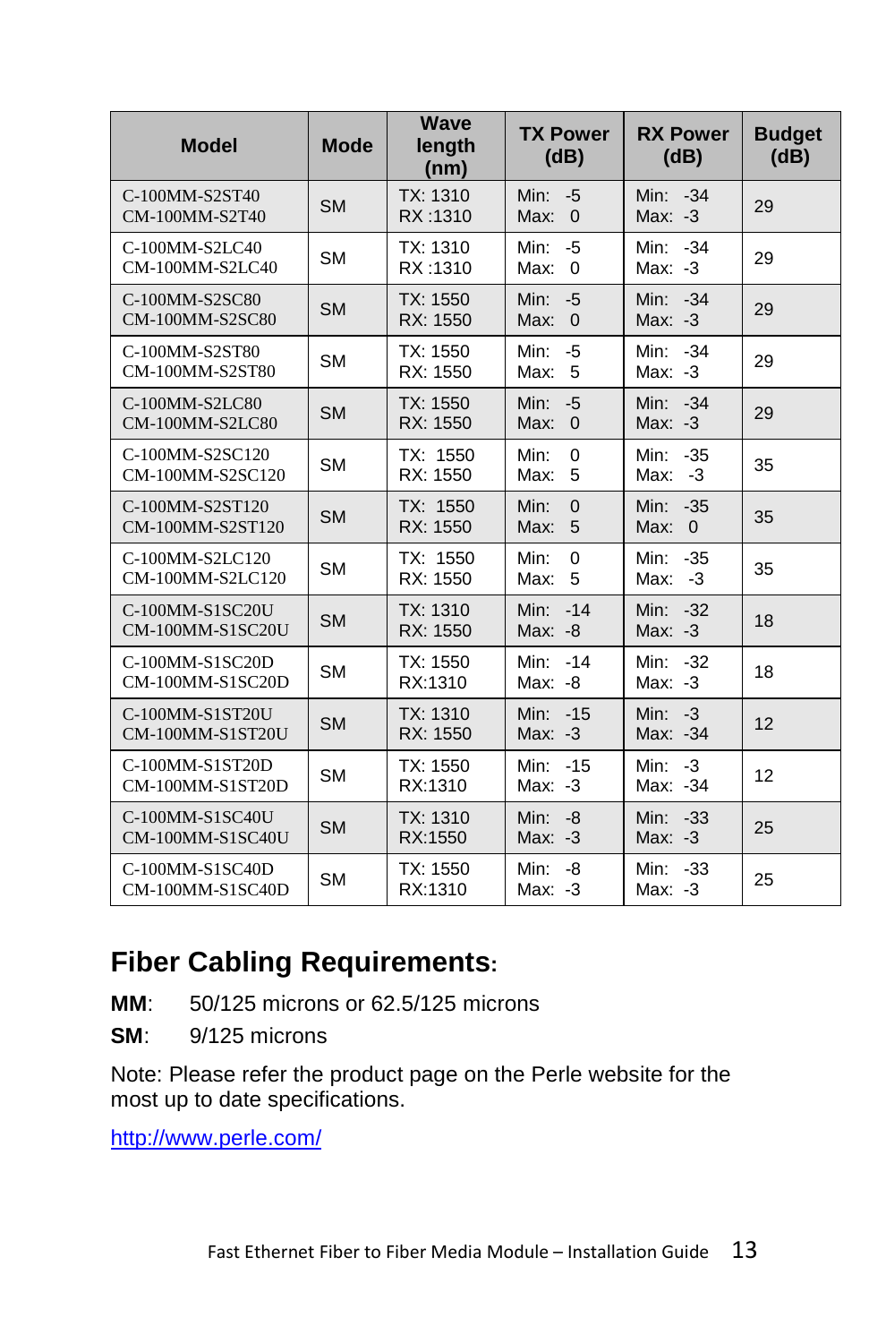| Model | Mode | Wave length (nm) | TX Power (dB) | RX Power (dB) | Budget (dB) |
|---|---|---|---|---|---|
| C-100MM-S2ST40<br>CM-100MM-S2T40 | SM | TX: 1310<br>RX :1310 | Min: -5<br>Max: 0 | Min: -34<br>Max: -3 | 29 |
| C-100MM-S2LC40<br>CM-100MM-S2LC40 | SM | TX: 1310<br>RX :1310 | Min: -5<br>Max: 0 | Min: -34<br>Max: -3 | 29 |
| C-100MM-S2SC80<br>CM-100MM-S2SC80 | SM | TX: 1550<br>RX: 1550 | Min: -5<br>Max: 0 | Min: -34<br>Max: -3 | 29 |
| C-100MM-S2ST80<br>CM-100MM-S2ST80 | SM | TX: 1550<br>RX: 1550 | Min: -5<br>Max: 5 | Min: -34<br>Max: -3 | 29 |
| C-100MM-S2LC80<br>CM-100MM-S2LC80 | SM | TX: 1550<br>RX: 1550 | Min: -5<br>Max: 0 | Min: -34<br>Max: -3 | 29 |
| C-100MM-S2SC120<br>CM-100MM-S2SC120 | SM | TX: 1550<br>RX: 1550 | Min: 0<br>Max: 5 | Min: -35<br>Max: -3 | 35 |
| C-100MM-S2ST120<br>CM-100MM-S2ST120 | SM | TX: 1550<br>RX: 1550 | Min: 0<br>Max: 5 | Min: -35<br>Max: 0 | 35 |
| C-100MM-S2LC120<br>CM-100MM-S2LC120 | SM | TX: 1550<br>RX: 1550 | Min: 0<br>Max: 5 | Min: -35<br>Max: -3 | 35 |
| C-100MM-S1SC20U<br>CM-100MM-S1SC20U | SM | TX: 1310<br>RX: 1550 | Min: -14<br>Max: -8 | Min: -32<br>Max: -3 | 18 |
| C-100MM-S1SC20D<br>CM-100MM-S1SC20D | SM | TX: 1550<br>RX:1310 | Min: -14<br>Max: -8 | Min: -32<br>Max: -3 | 18 |
| C-100MM-S1ST20U<br>CM-100MM-S1ST20U | SM | TX: 1310<br>RX: 1550 | Min: -15<br>Max: -3 | Min: -3<br>Max: -34 | 12 |
| C-100MM-S1ST20D<br>CM-100MM-S1ST20D | SM | TX: 1550<br>RX:1310 | Min: -15<br>Max: -3 | Min: -3<br>Max: -34 | 12 |
| C-100MM-S1SC40U<br>CM-100MM-S1SC40U | SM | TX: 1310<br>RX:1550 | Min: -8<br>Max: -3 | Min: -33<br>Max: -3 | 25 |
| C-100MM-S1SC40D<br>CM-100MM-S1SC40D | SM | TX: 1550<br>RX:1310 | Min: -8<br>Max: -3 | Min: -33<br>Max: -3 | 25 |

## Fiber Cabling Requirements:

**MM**: 50/125 microns or 62.5/125 microns

**SM**: 9/125 microns

Note: Please refer the product page on the Perle website for the most up to date specifications.

http://www.perle.com/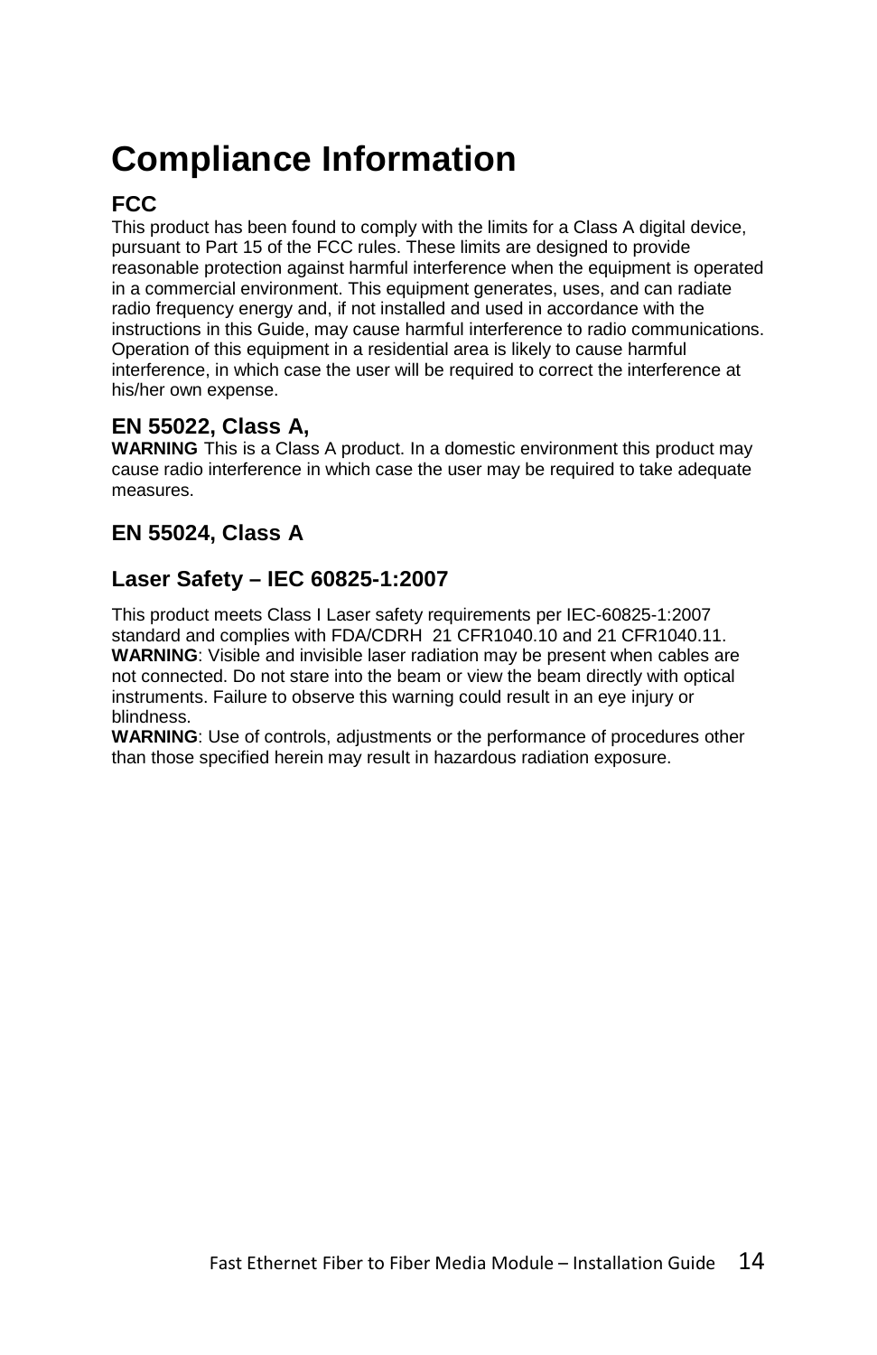# Compliance Information

### FCC

This product has been found to comply with the limits for a Class A digital device, pursuant to Part 15 of the FCC rules. These limits are designed to provide reasonable protection against harmful interference when the equipment is operated in a commercial environment. This equipment generates, uses, and can radiate radio frequency energy and, if not installed and used in accordance with the instructions in this Guide, may cause harmful interference to radio communications. Operation of this equipment in a residential area is likely to cause harmful interference, in which case the user will be required to correct the interference at his/her own expense.

### EN 55022, Class A,

**WARNING** This is a Class A product. In a domestic environment this product may cause radio interference in which case the user may be required to take adequate measures.

### EN 55024, Class A

### Laser Safety – IEC 60825-1:2007

This product meets Class I Laser safety requirements per IEC-60825-1:2007 standard and complies with FDA/CDRH 21 CFR1040.10 and 21 CFR1040.11.
**WARNING**: Visible and invisible laser radiation may be present when cables are not connected. Do not stare into the beam or view the beam directly with optical instruments. Failure to observe this warning could result in an eye injury or blindness.
**WARNING**: Use of controls, adjustments or the performance of procedures other than those specified herein may result in hazardous radiation exposure.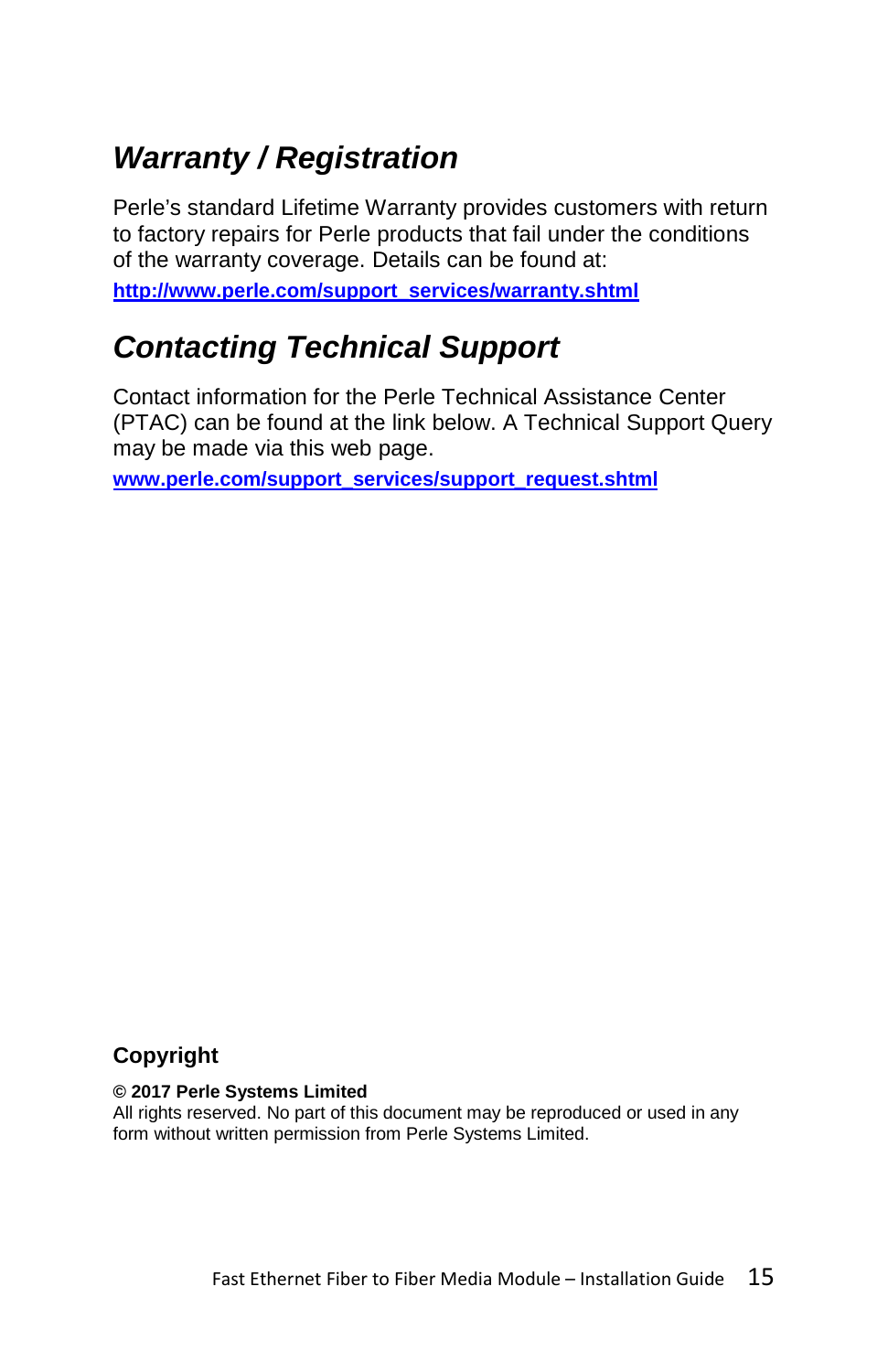## *Warranty / Registration*

Perle's standard Lifetime Warranty provides customers with return to factory repairs for Perle products that fail under the conditions of the warranty coverage. Details can be found at:

**http://www.perle.com/support_services/warranty.shtml**

## *Contacting Technical Support*

Contact information for the Perle Technical Assistance Center (PTAC) can be found at the link below. A Technical Support Query may be made via this web page.

**www.perle.com/support_services/support_request.shtml**

### Copyright

**© 2017 Perle Systems Limited**
All rights reserved. No part of this document may be reproduced or used in any form without written permission from Perle Systems Limited.